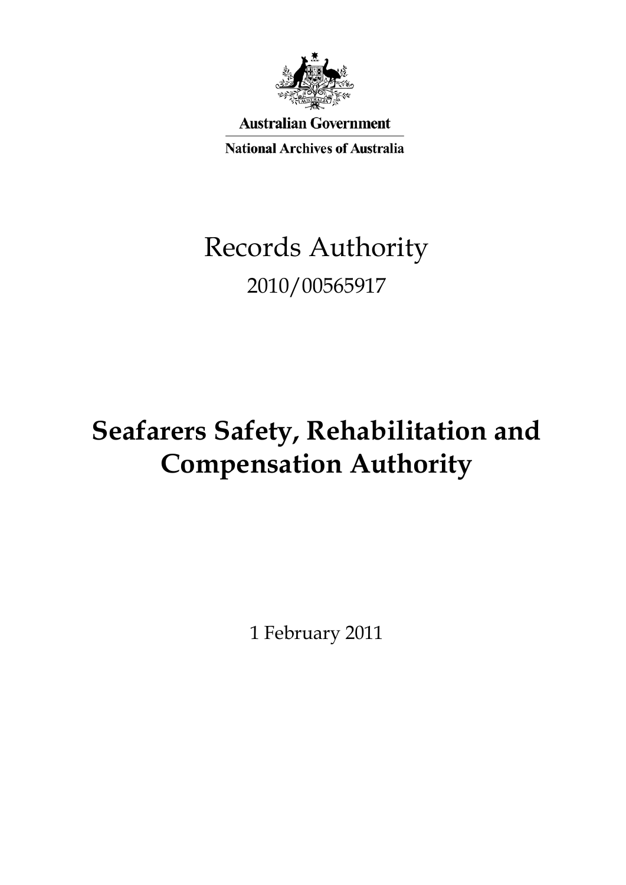Australian Government

National Archives of Australia

# Records Authority

2010/00565917

# Seafarers Safety, Rehabilitation and Compensation Authority

1 February 2011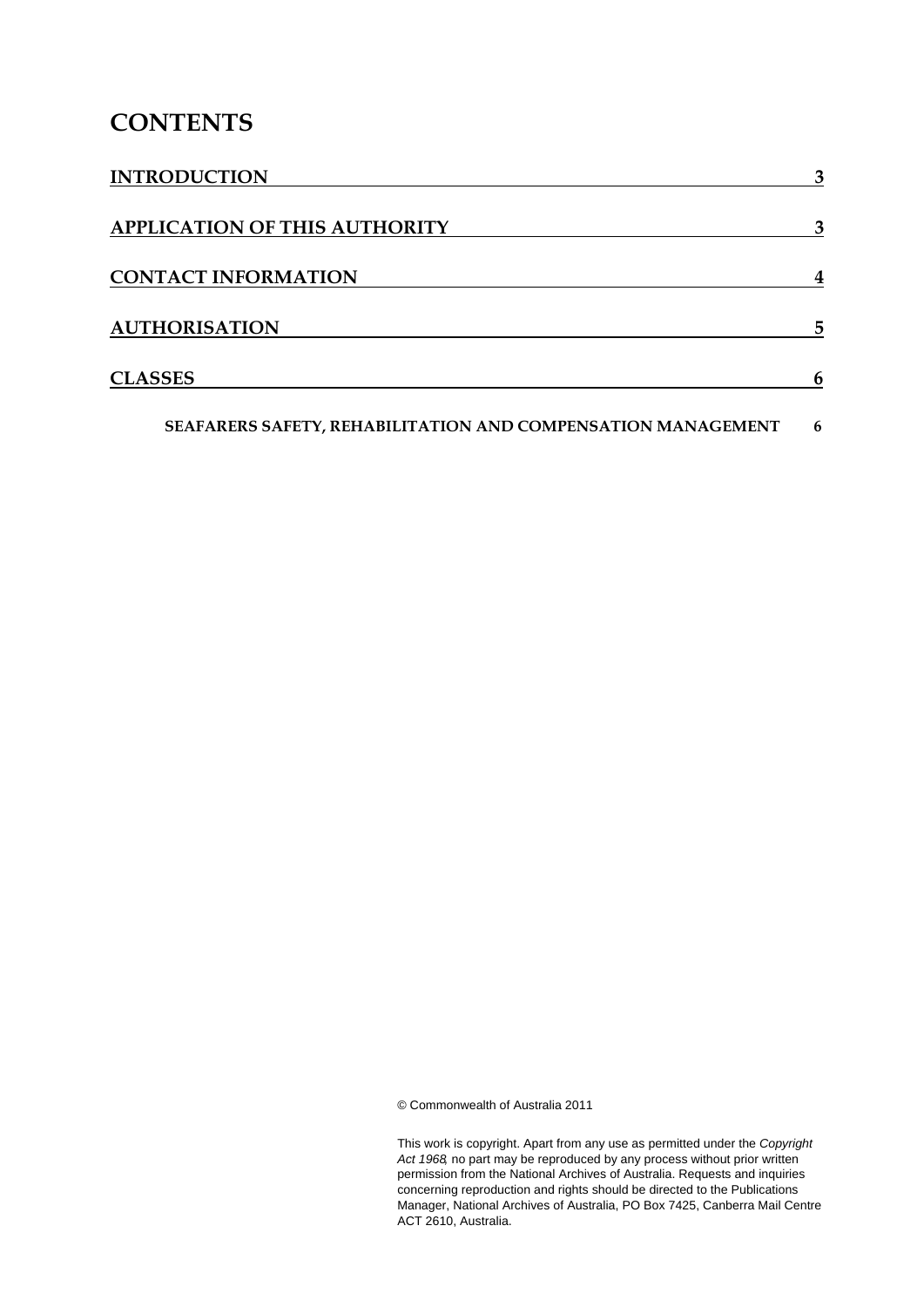# CONTENTS

| | |
|---|---|
| INTRODUCTION | 3 |
| APPLICATION OF THIS AUTHORITY | 3 |
| CONTACT INFORMATION | 4 |
| AUTHORISATION | 5 |
| CLASSES | 6 |
| SEAFARERS SAFETY, REHABILITATION AND COMPENSATION MANAGEMENT | 6 |

© Commonwealth of Australia 2011

This work is copyright. Apart from any use as permitted under the *Copyright Act 1968*, no part may be reproduced by any process without prior written permission from the National Archives of Australia. Requests and inquiries concerning reproduction and rights should be directed to the Publications Manager, National Archives of Australia, PO Box 7425, Canberra Mail Centre ACT 2610, Australia.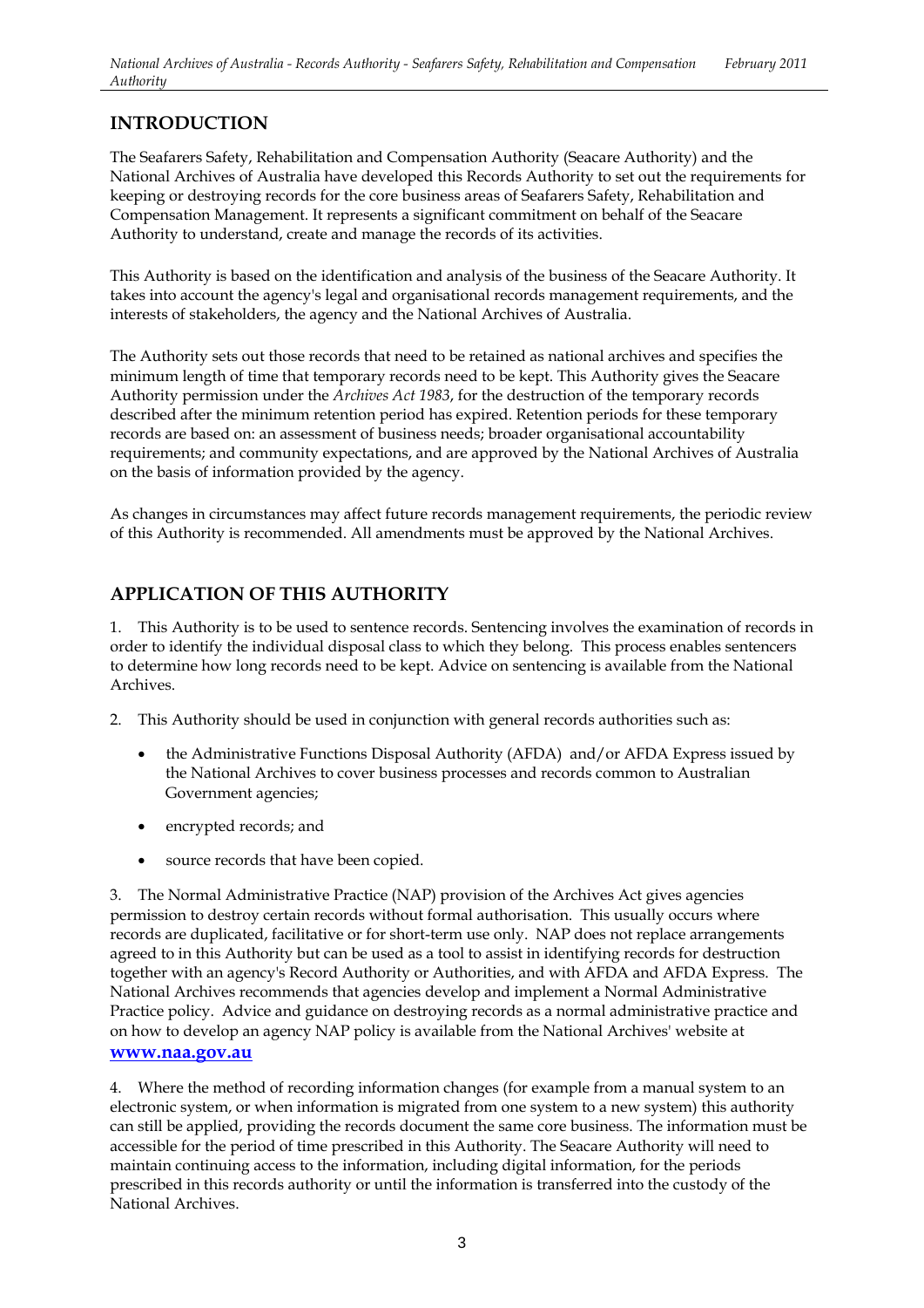## INTRODUCTION

The Seafarers Safety, Rehabilitation and Compensation Authority (Seacare Authority) and the National Archives of Australia have developed this Records Authority to set out the requirements for keeping or destroying records for the core business areas of Seafarers Safety, Rehabilitation and Compensation Management. It represents a significant commitment on behalf of the Seacare Authority to understand, create and manage the records of its activities.

This Authority is based on the identification and analysis of the business of the Seacare Authority. It takes into account the agency's legal and organisational records management requirements, and the interests of stakeholders, the agency and the National Archives of Australia.

The Authority sets out those records that need to be retained as national archives and specifies the minimum length of time that temporary records need to be kept. This Authority gives the Seacare Authority permission under the *Archives Act 1983*, for the destruction of the temporary records described after the minimum retention period has expired. Retention periods for these temporary records are based on: an assessment of business needs; broader organisational accountability requirements; and community expectations, and are approved by the National Archives of Australia on the basis of information provided by the agency.

As changes in circumstances may affect future records management requirements, the periodic review of this Authority is recommended. All amendments must be approved by the National Archives.

## APPLICATION OF THIS AUTHORITY

1. This Authority is to be used to sentence records. Sentencing involves the examination of records in order to identify the individual disposal class to which they belong. This process enables sentencers to determine how long records need to be kept. Advice on sentencing is available from the National Archives.

2. This Authority should be used in conjunction with general records authorities such as:

   - the Administrative Functions Disposal Authority (AFDA) and/or AFDA Express issued by the National Archives to cover business processes and records common to Australian Government agencies;
   - encrypted records; and
   - source records that have been copied.

3. The Normal Administrative Practice (NAP) provision of the Archives Act gives agencies permission to destroy certain records without formal authorisation. This usually occurs where records are duplicated, facilitative or for short-term use only. NAP does not replace arrangements agreed to in this Authority but can be used as a tool to assist in identifying records for destruction together with an agency's Record Authority or Authorities, and with AFDA and AFDA Express. The National Archives recommends that agencies develop and implement a Normal Administrative Practice policy. Advice and guidance on destroying records as a normal administrative practice and on how to develop an agency NAP policy is available from the National Archives' website at **www.naa.gov.au**

4. Where the method of recording information changes (for example from a manual system to an electronic system, or when information is migrated from one system to a new system) this authority can still be applied, providing the records document the same core business. The information must be accessible for the period of time prescribed in this Authority. The Seacare Authority will need to maintain continuing access to the information, including digital information, for the periods prescribed in this records authority or until the information is transferred into the custody of the National Archives.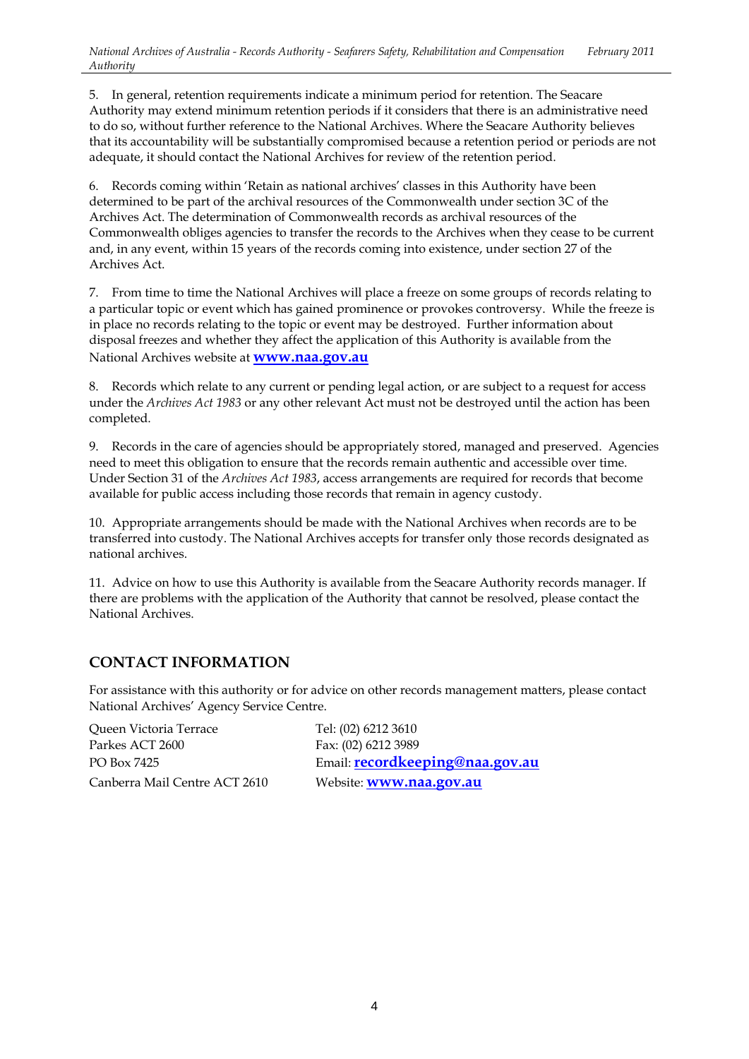5. In general, retention requirements indicate a minimum period for retention. The Seacare Authority may extend minimum retention periods if it considers that there is an administrative need to do so, without further reference to the National Archives. Where the Seacare Authority believes that its accountability will be substantially compromised because a retention period or periods are not adequate, it should contact the National Archives for review of the retention period.

6. Records coming within 'Retain as national archives' classes in this Authority have been determined to be part of the archival resources of the Commonwealth under section 3C of the Archives Act. The determination of Commonwealth records as archival resources of the Commonwealth obliges agencies to transfer the records to the Archives when they cease to be current and, in any event, within 15 years of the records coming into existence, under section 27 of the Archives Act.

7. From time to time the National Archives will place a freeze on some groups of records relating to a particular topic or event which has gained prominence or provokes controversy. While the freeze is in place no records relating to the topic or event may be destroyed. Further information about disposal freezes and whether they affect the application of this Authority is available from the National Archives website at **www.naa.gov.au**

8. Records which relate to any current or pending legal action, or are subject to a request for access under the *Archives Act 1983* or any other relevant Act must not be destroyed until the action has been completed.

9. Records in the care of agencies should be appropriately stored, managed and preserved. Agencies need to meet this obligation to ensure that the records remain authentic and accessible over time. Under Section 31 of the *Archives Act 1983*, access arrangements are required for records that become available for public access including those records that remain in agency custody.

10. Appropriate arrangements should be made with the National Archives when records are to be transferred into custody. The National Archives accepts for transfer only those records designated as national archives.

11. Advice on how to use this Authority is available from the Seacare Authority records manager. If there are problems with the application of the Authority that cannot be resolved, please contact the National Archives.

## CONTACT INFORMATION

For assistance with this authority or for advice on other records management matters, please contact National Archives' Agency Service Centre.

Queen Victoria Terrace
Parkes ACT 2600
PO Box 7425
Canberra Mail Centre ACT 2610

Tel: (02) 6212 3610
Fax: (02) 6212 3989
Email: **recordkeeping@naa.gov.au**
Website: **www.naa.gov.au**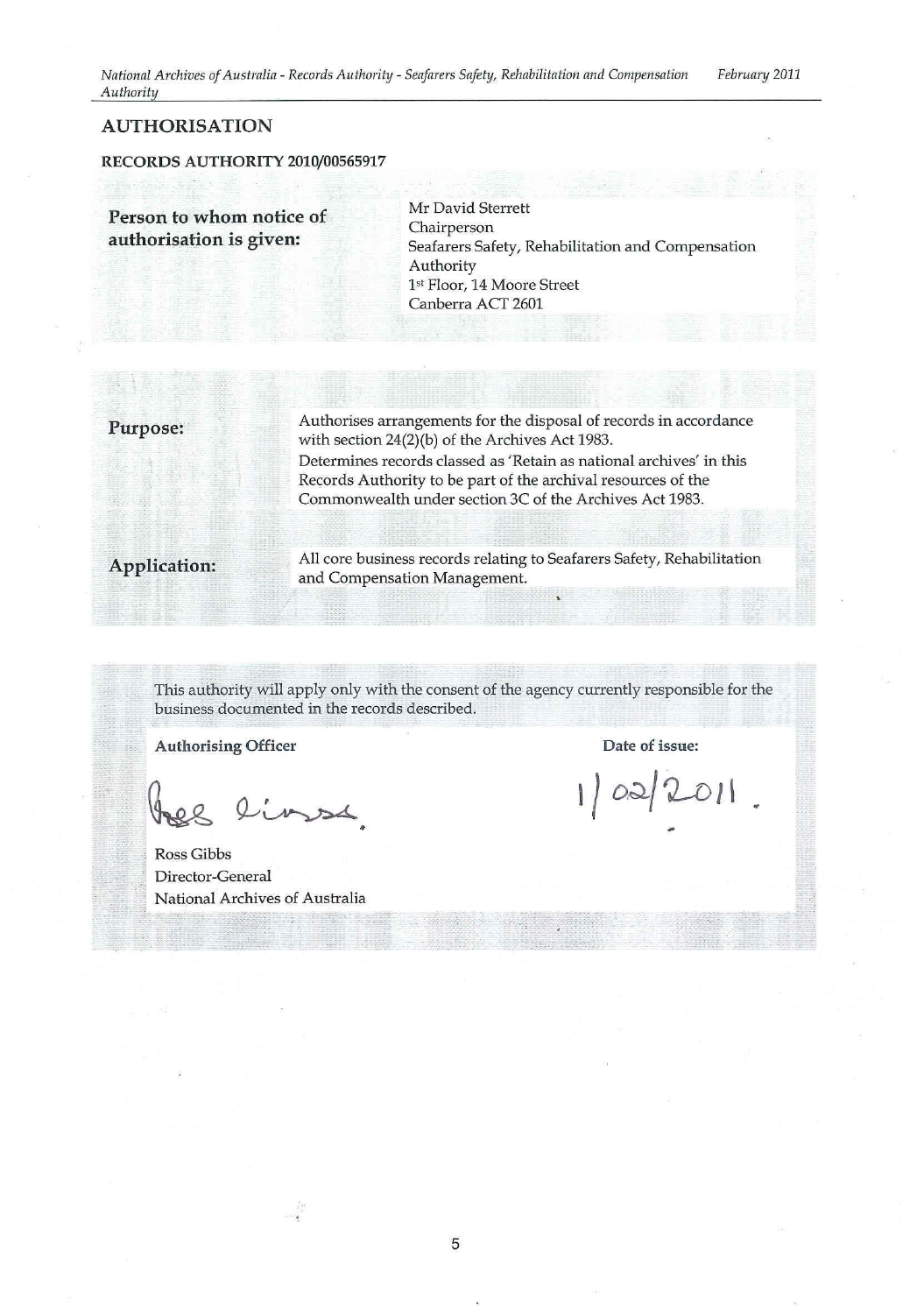## AUTHORISATION

### RECORDS AUTHORITY 2010/00565917

| | |
|---|---|
| **Person to whom notice of authorisation is given:** | Mr David Sterrett<br>Chairperson<br>Seafarers Safety, Rehabilitation and Compensation Authority<br>1st Floor, 14 Moore Street<br>Canberra ACT 2601 |

| | |
|---|---|
| **Purpose:** | Authorises arrangements for the disposal of records in accordance with section 24(2)(b) of the Archives Act 1983.<br>Determines records classed as 'Retain as national archives' in this Records Authority to be part of the archival resources of the Commonwealth under section 3C of the Archives Act 1983. |
| **Application:** | All core business records relating to Seafarers Safety, Rehabilitation and Compensation Management. |

This authority will apply only with the consent of the agency currently responsible for the business documented in the records described.

| **Authorising Officer** | **Date of issue:** |
|---|---|
| Ross Gibbs<br>Director-General<br>National Archives of Australia | 1/02/2011. |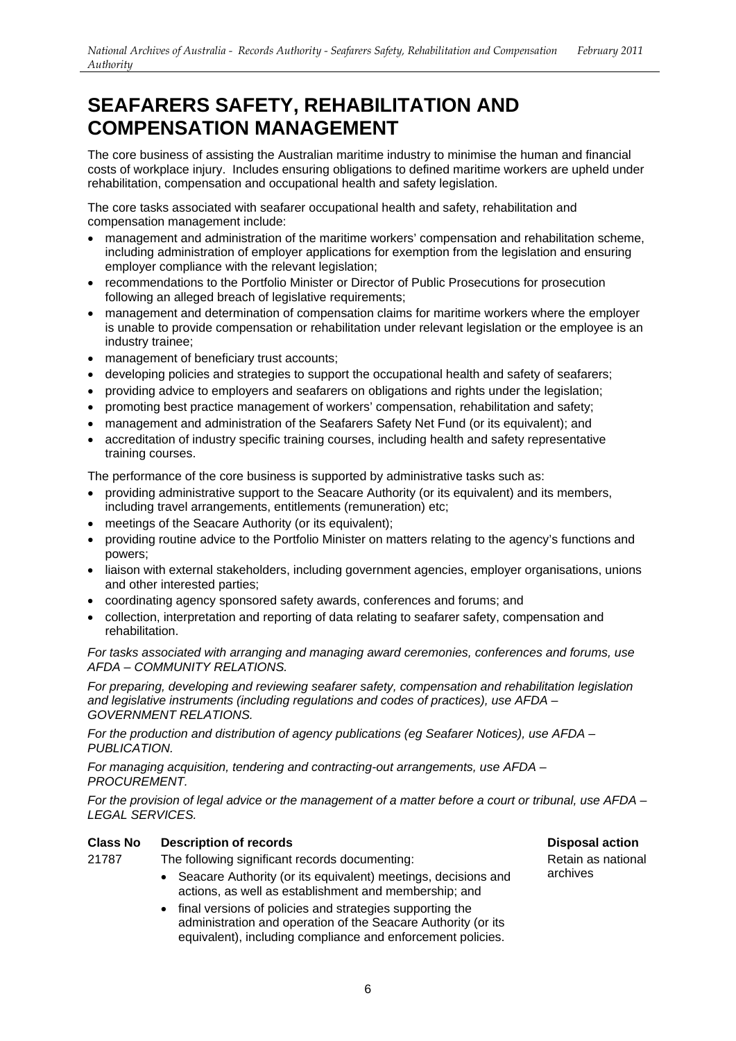# SEAFARERS SAFETY, REHABILITATION AND COMPENSATION MANAGEMENT

The core business of assisting the Australian maritime industry to minimise the human and financial costs of workplace injury. Includes ensuring obligations to defined maritime workers are upheld under rehabilitation, compensation and occupational health and safety legislation.

The core tasks associated with seafarer occupational health and safety, rehabilitation and compensation management include:

- management and administration of the maritime workers' compensation and rehabilitation scheme, including administration of employer applications for exemption from the legislation and ensuring employer compliance with the relevant legislation;
- recommendations to the Portfolio Minister or Director of Public Prosecutions for prosecution following an alleged breach of legislative requirements;
- management and determination of compensation claims for maritime workers where the employer is unable to provide compensation or rehabilitation under relevant legislation or the employee is an industry trainee;
- management of beneficiary trust accounts;
- developing policies and strategies to support the occupational health and safety of seafarers;
- providing advice to employers and seafarers on obligations and rights under the legislation;
- promoting best practice management of workers' compensation, rehabilitation and safety;
- management and administration of the Seafarers Safety Net Fund (or its equivalent); and
- accreditation of industry specific training courses, including health and safety representative training courses.

The performance of the core business is supported by administrative tasks such as:

- providing administrative support to the Seacare Authority (or its equivalent) and its members, including travel arrangements, entitlements (remuneration) etc;
- meetings of the Seacare Authority (or its equivalent);
- providing routine advice to the Portfolio Minister on matters relating to the agency's functions and powers;
- liaison with external stakeholders, including government agencies, employer organisations, unions and other interested parties;
- coordinating agency sponsored safety awards, conferences and forums; and
- collection, interpretation and reporting of data relating to seafarer safety, compensation and rehabilitation.

*For tasks associated with arranging and managing award ceremonies, conferences and forums, use AFDA – COMMUNITY RELATIONS.*

*For preparing, developing and reviewing seafarer safety, compensation and rehabilitation legislation and legislative instruments (including regulations and codes of practices), use AFDA – GOVERNMENT RELATIONS.*

*For the production and distribution of agency publications (eg Seafarer Notices), use AFDA – PUBLICATION.*

*For managing acquisition, tendering and contracting-out arrangements, use AFDA – PROCUREMENT.*

*For the provision of legal advice or the management of a matter before a court or tribunal, use AFDA – LEGAL SERVICES.*

| Class No | Description of records | Disposal action |
|---|---|---|
| 21787 | The following significant records documenting:<br>• Seacare Authority (or its equivalent) meetings, decisions and actions, as well as establishment and membership; and<br>• final versions of policies and strategies supporting the administration and operation of the Seacare Authority (or its equivalent), including compliance and enforcement policies. | Retain as national archives |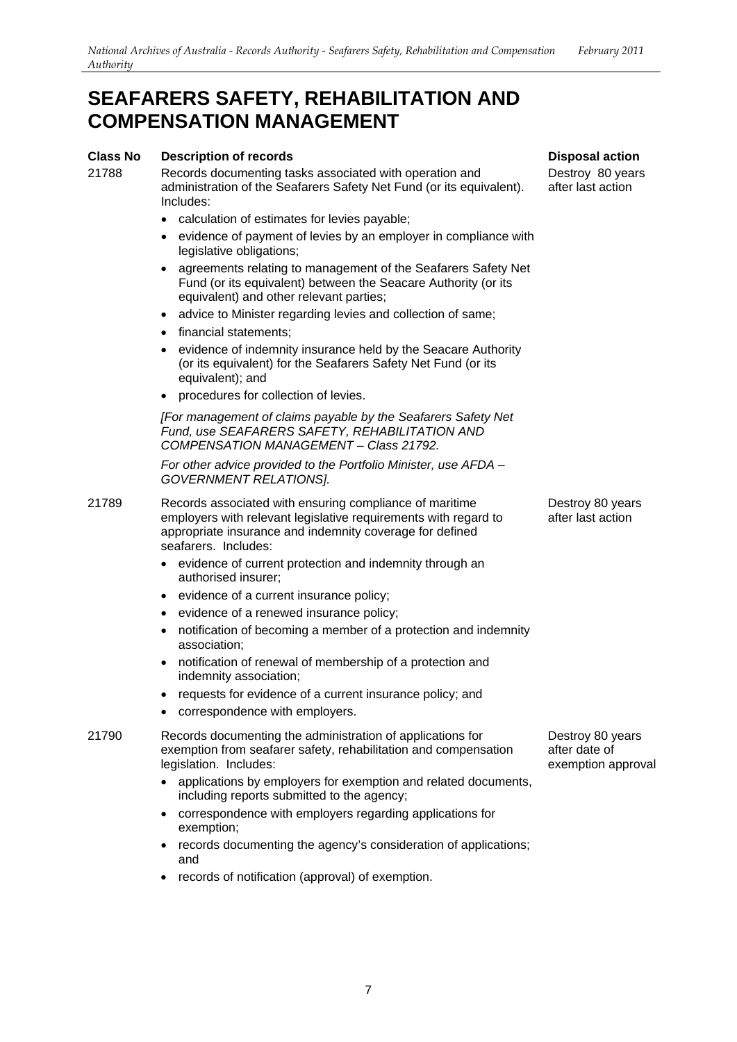# SEAFARERS SAFETY, REHABILITATION AND COMPENSATION MANAGEMENT

| Class No | Description of records | Disposal action |
|---|---|---|
| 21788 | Records documenting tasks associated with operation and administration of the Seafarers Safety Net Fund (or its equivalent). Includes:<br>• calculation of estimates for levies payable;<br>• evidence of payment of levies by an employer in compliance with legislative obligations;<br>• agreements relating to management of the Seafarers Safety Net Fund (or its equivalent) between the Seacare Authority (or its equivalent) and other relevant parties;<br>• advice to Minister regarding levies and collection of same;<br>• financial statements;<br>• evidence of indemnity insurance held by the Seacare Authority (or its equivalent) for the Seafarers Safety Net Fund (or its equivalent); and<br>• procedures for collection of levies.<br>*[For management of claims payable by the Seafarers Safety Net Fund, use SEAFARERS SAFETY, REHABILITATION AND COMPENSATION MANAGEMENT – Class 21792.*<br>*For other advice provided to the Portfolio Minister, use AFDA – GOVERNMENT RELATIONS].* | Destroy 80 years after last action |
| 21789 | Records associated with ensuring compliance of maritime employers with relevant legislative requirements with regard to appropriate insurance and indemnity coverage for defined seafarers. Includes:<br>• evidence of current protection and indemnity through an authorised insurer;<br>• evidence of a current insurance policy;<br>• evidence of a renewed insurance policy;<br>• notification of becoming a member of a protection and indemnity association;<br>• notification of renewal of membership of a protection and indemnity association;<br>• requests for evidence of a current insurance policy; and<br>• correspondence with employers. | Destroy 80 years after last action |
| 21790 | Records documenting the administration of applications for exemption from seafarer safety, rehabilitation and compensation legislation. Includes:<br>• applications by employers for exemption and related documents, including reports submitted to the agency;<br>• correspondence with employers regarding applications for exemption;<br>• records documenting the agency's consideration of applications; and<br>• records of notification (approval) of exemption. | Destroy 80 years after date of exemption approval |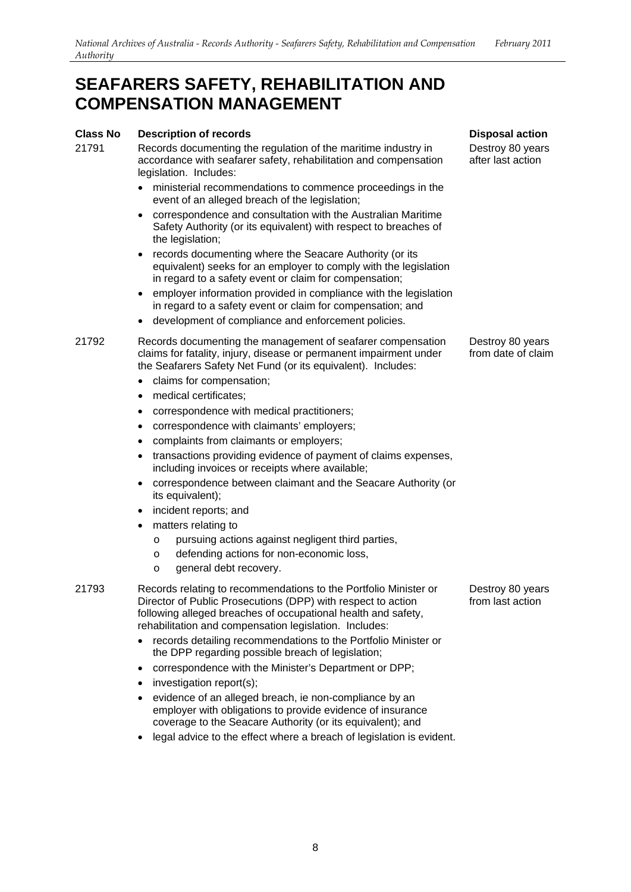# SEAFARERS SAFETY, REHABILITATION AND COMPENSATION MANAGEMENT

| Class No | Description of records | Disposal action |
|---|---|---|
| 21791 | Records documenting the regulation of the maritime industry in accordance with seafarer safety, rehabilitation and compensation legislation. Includes:<br>• ministerial recommendations to commence proceedings in the event of an alleged breach of the legislation;<br>• correspondence and consultation with the Australian Maritime Safety Authority (or its equivalent) with respect to breaches of the legislation;<br>• records documenting where the Seacare Authority (or its equivalent) seeks for an employer to comply with the legislation in regard to a safety event or claim for compensation;<br>• employer information provided in compliance with the legislation in regard to a safety event or claim for compensation; and<br>• development of compliance and enforcement policies. | Destroy 80 years after last action |
| 21792 | Records documenting the management of seafarer compensation claims for fatality, injury, disease or permanent impairment under the Seafarers Safety Net Fund (or its equivalent). Includes:<br>• claims for compensation;<br>• medical certificates;<br>• correspondence with medical practitioners;<br>• correspondence with claimants' employers;<br>• complaints from claimants or employers;<br>• transactions providing evidence of payment of claims expenses, including invoices or receipts where available;<br>• correspondence between claimant and the Seacare Authority (or its equivalent);<br>• incident reports; and<br>• matters relating to<br>&nbsp;&nbsp;o pursuing actions against negligent third parties,<br>&nbsp;&nbsp;o defending actions for non-economic loss,<br>&nbsp;&nbsp;o general debt recovery. | Destroy 80 years from date of claim |
| 21793 | Records relating to recommendations to the Portfolio Minister or Director of Public Prosecutions (DPP) with respect to action following alleged breaches of occupational health and safety, rehabilitation and compensation legislation. Includes:<br>• records detailing recommendations to the Portfolio Minister or the DPP regarding possible breach of legislation;<br>• correspondence with the Minister's Department or DPP;<br>• investigation report(s);<br>• evidence of an alleged breach, ie non-compliance by an employer with obligations to provide evidence of insurance coverage to the Seacare Authority (or its equivalent); and<br>• legal advice to the effect where a breach of legislation is evident. | Destroy 80 years from last action |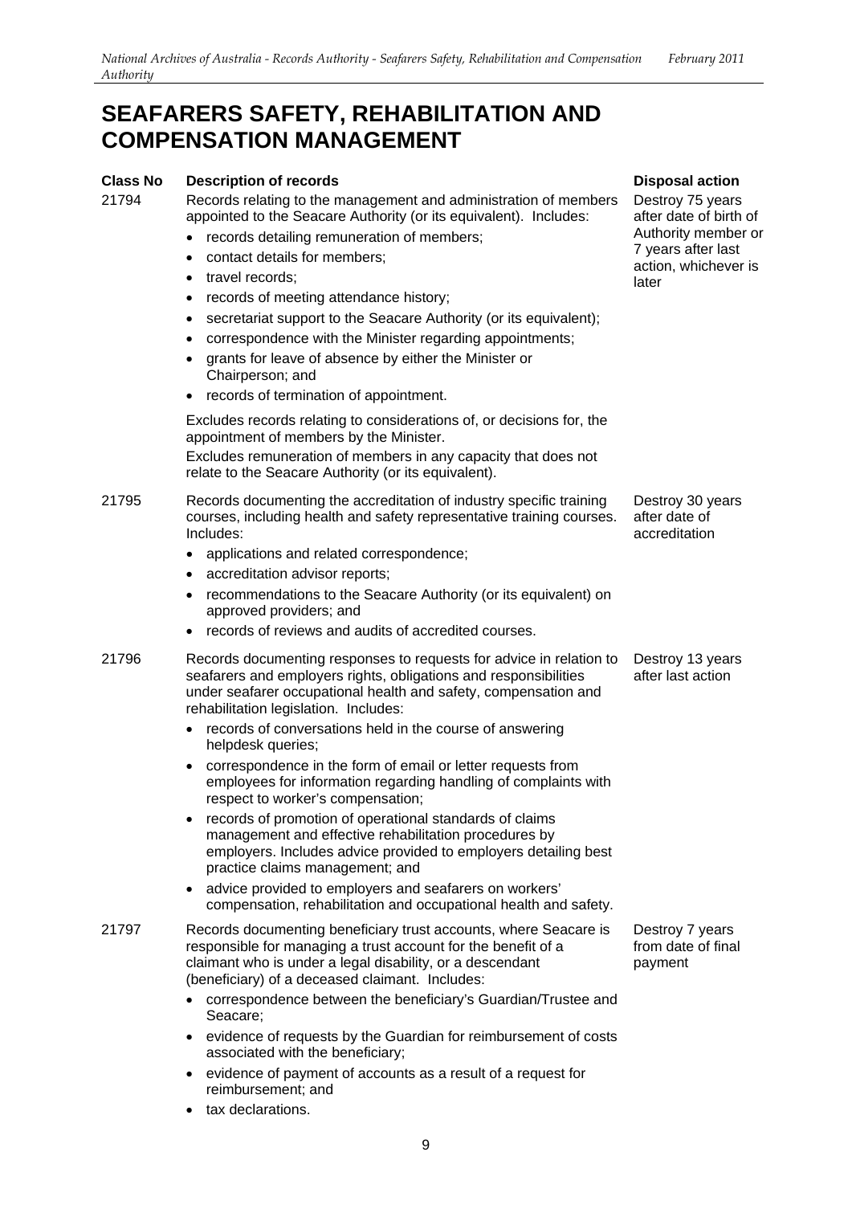# SEAFARERS SAFETY, REHABILITATION AND COMPENSATION MANAGEMENT

| Class No | Description of records | Disposal action |
| --- | --- | --- |
| 21794 | Records relating to the management and administration of members appointed to the Seacare Authority (or its equivalent). Includes:<br>• records detailing remuneration of members;<br>• contact details for members;<br>• travel records;<br>• records of meeting attendance history;<br>• secretariat support to the Seacare Authority (or its equivalent);<br>• correspondence with the Minister regarding appointments;<br>• grants for leave of absence by either the Minister or Chairperson; and<br>• records of termination of appointment.<br><br>Excludes records relating to considerations of, or decisions for, the appointment of members by the Minister.<br>Excludes remuneration of members in any capacity that does not relate to the Seacare Authority (or its equivalent). | Destroy 75 years after date of birth of Authority member or 7 years after last action, whichever is later |
| 21795 | Records documenting the accreditation of industry specific training courses, including health and safety representative training courses. Includes:<br>• applications and related correspondence;<br>• accreditation advisor reports;<br>• recommendations to the Seacare Authority (or its equivalent) on approved providers; and<br>• records of reviews and audits of accredited courses. | Destroy 30 years after date of accreditation |
| 21796 | Records documenting responses to requests for advice in relation to seafarers and employers rights, obligations and responsibilities under seafarer occupational health and safety, compensation and rehabilitation legislation. Includes:<br>• records of conversations held in the course of answering helpdesk queries;<br>• correspondence in the form of email or letter requests from employees for information regarding handling of complaints with respect to worker's compensation;<br>• records of promotion of operational standards of claims management and effective rehabilitation procedures by employers. Includes advice provided to employers detailing best practice claims management; and<br>• advice provided to employers and seafarers on workers' compensation, rehabilitation and occupational health and safety. | Destroy 13 years after last action |
| 21797 | Records documenting beneficiary trust accounts, where Seacare is responsible for managing a trust account for the benefit of a claimant who is under a legal disability, or a descendant (beneficiary) of a deceased claimant. Includes:<br>• correspondence between the beneficiary's Guardian/Trustee and Seacare;<br>• evidence of requests by the Guardian for reimbursement of costs associated with the beneficiary;<br>• evidence of payment of accounts as a result of a request for reimbursement; and<br>• tax declarations. | Destroy 7 years from date of final payment |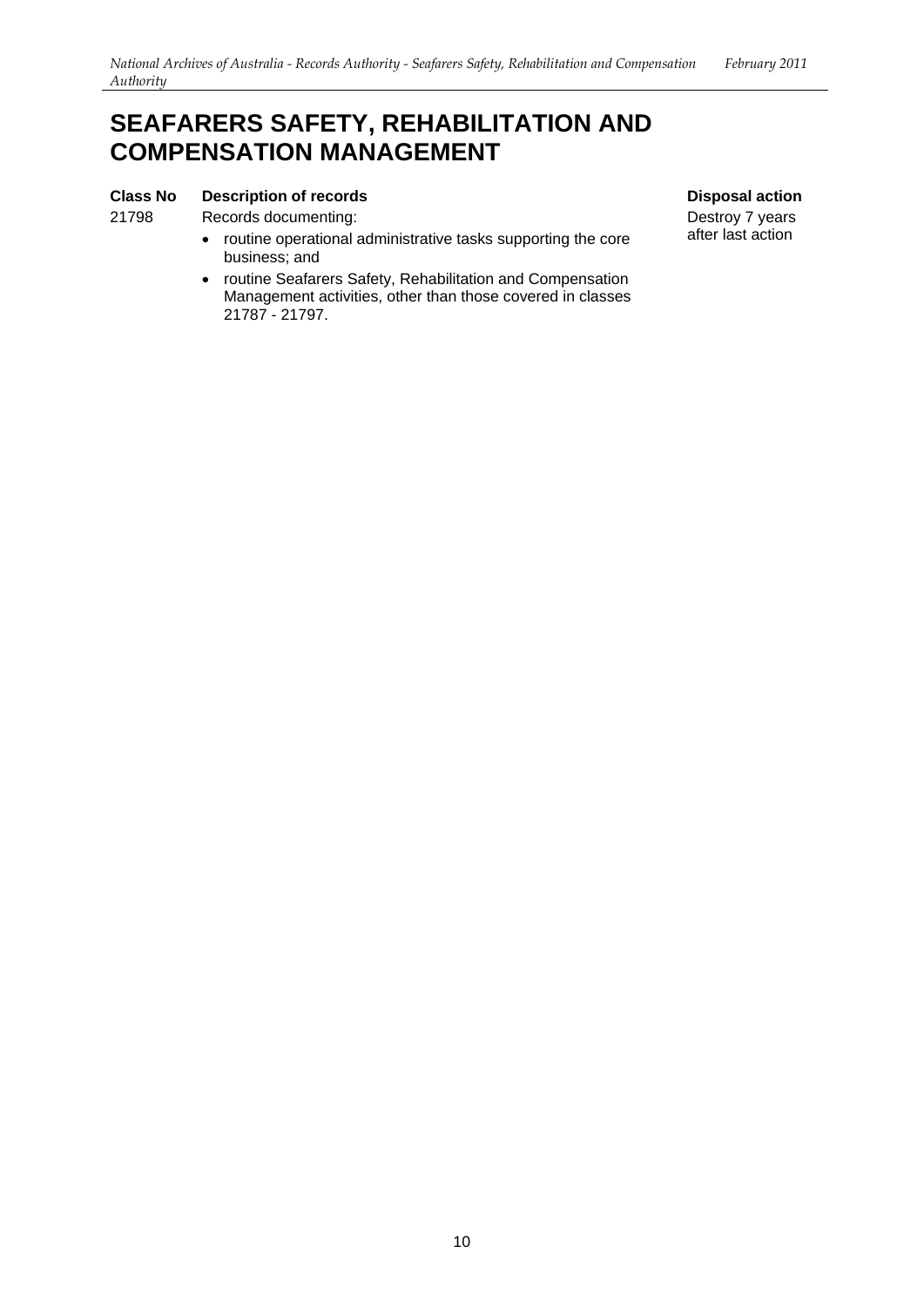# SEAFARERS SAFETY, REHABILITATION AND COMPENSATION MANAGEMENT

| Class No | Description of records | Disposal action |
|---|---|---|
| 21798 | Records documenting:<br>• routine operational administrative tasks supporting the core business; and<br>• routine Seafarers Safety, Rehabilitation and Compensation Management activities, other than those covered in classes 21787 - 21797. | Destroy 7 years after last action |